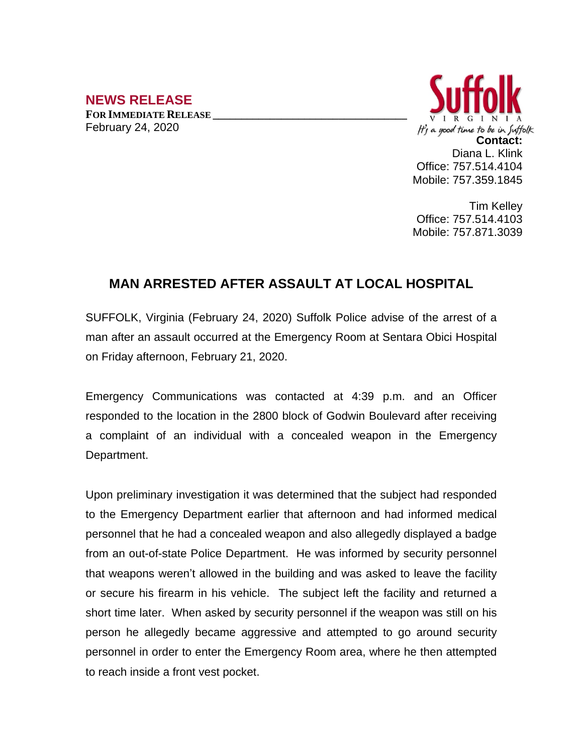## NEWS RELEASE

**FOR IMMEDIATE RELEASE**

February 24, 2020

Suffolk
VIRGINIA
It's a good time to be in Suffolk

**Contact:**
Diana L. Klink
Office: 757.514.4104
Mobile: 757.359.1845

Tim Kelley
Office: 757.514.4103
Mobile: 757.871.3039

# MAN ARRESTED AFTER ASSAULT AT LOCAL HOSPITAL

SUFFOLK, Virginia (February 24, 2020) Suffolk Police advise of the arrest of a man after an assault occurred at the Emergency Room at Sentara Obici Hospital on Friday afternoon, February 21, 2020.

Emergency Communications was contacted at 4:39 p.m. and an Officer responded to the location in the 2800 block of Godwin Boulevard after receiving a complaint of an individual with a concealed weapon in the Emergency Department.

Upon preliminary investigation it was determined that the subject had responded to the Emergency Department earlier that afternoon and had informed medical personnel that he had a concealed weapon and also allegedly displayed a badge from an out-of-state Police Department. He was informed by security personnel that weapons weren't allowed in the building and was asked to leave the facility or secure his firearm in his vehicle. The subject left the facility and returned a short time later. When asked by security personnel if the weapon was still on his person he allegedly became aggressive and attempted to go around security personnel in order to enter the Emergency Room area, where he then attempted to reach inside a front vest pocket.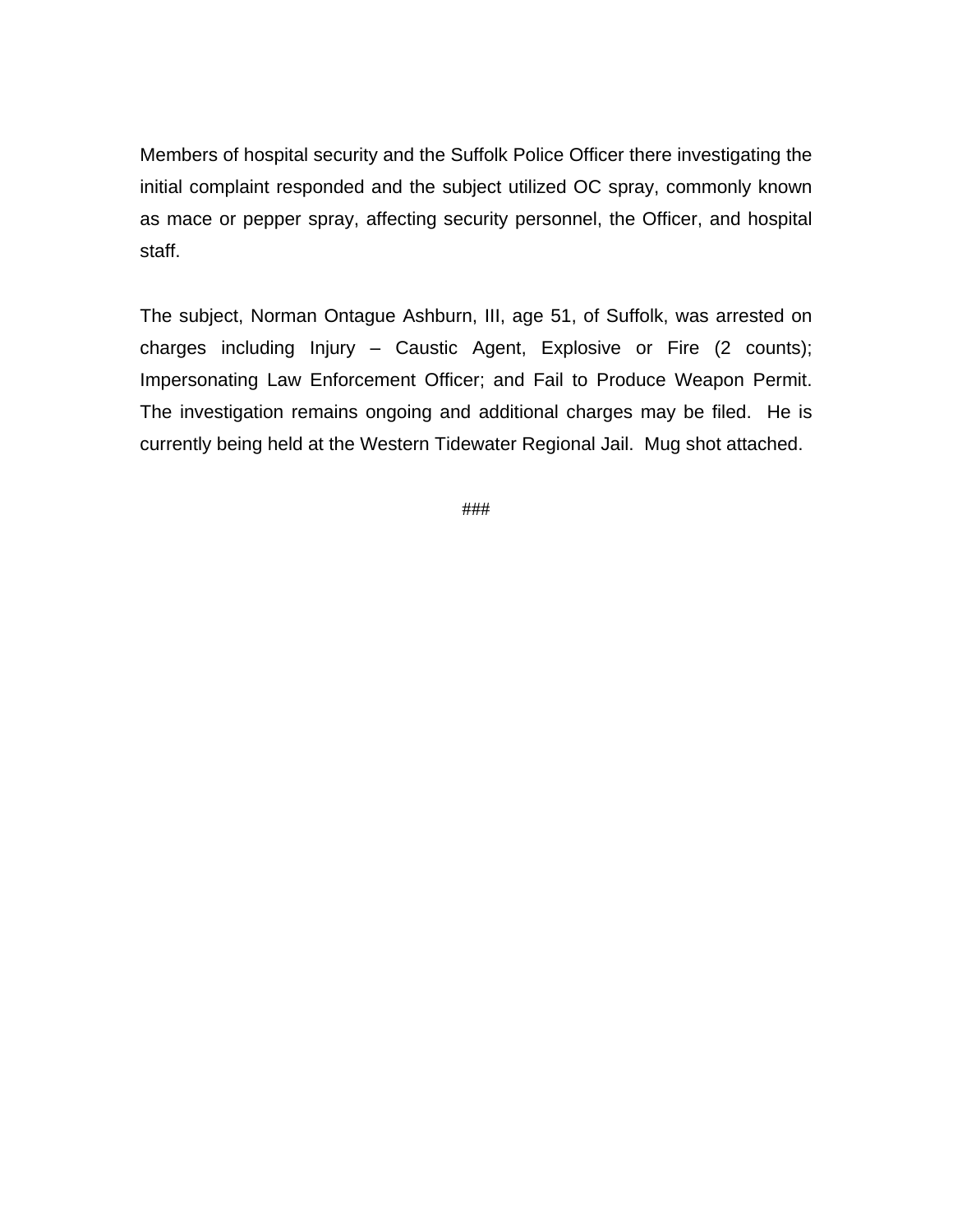Members of hospital security and the Suffolk Police Officer there investigating the initial complaint responded and the subject utilized OC spray, commonly known as mace or pepper spray, affecting security personnel, the Officer, and hospital staff.

The subject, Norman Ontague Ashburn, III, age 51, of Suffolk, was arrested on charges including Injury – Caustic Agent, Explosive or Fire (2 counts); Impersonating Law Enforcement Officer; and Fail to Produce Weapon Permit. The investigation remains ongoing and additional charges may be filed. He is currently being held at the Western Tidewater Regional Jail. Mug shot attached.

###